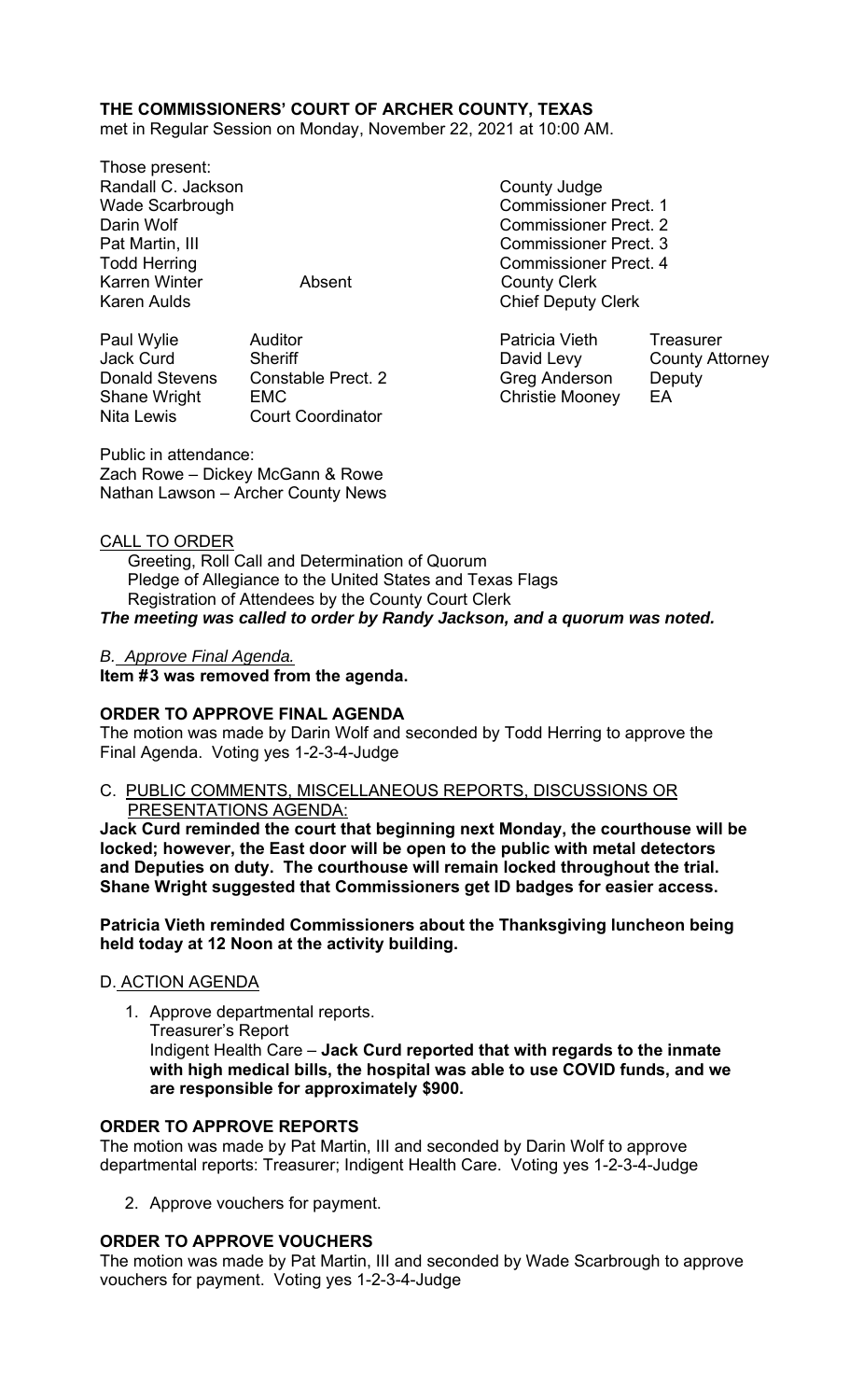**THE COMMISSIONERS' COURT OF ARCHER COUNTY, TEXAS**
met in Regular Session on Monday, November 22, 2021 at 10:00 AM.

Those present:

| | | |
|---|---|---|
| Randall C. Jackson | | County Judge |
| Wade Scarbrough | | Commissioner Prect. 1 |
| Darin Wolf | | Commissioner Prect. 2 |
| Pat Martin, III | | Commissioner Prect. 3 |
| Todd Herring | | Commissioner Prect. 4 |
| Karren Winter | Absent | County Clerk |
| Karen Aulds | | Chief Deputy Clerk |

| | | | |
|---|---|---|---|
| Paul Wylie | Auditor | Patricia Vieth | Treasurer |
| Jack Curd | Sheriff | David Levy | County Attorney |
| Donald Stevens | Constable Prect. 2 | Greg Anderson | Deputy |
| Shane Wright | EMC | Christie Mooney | EA |
| Nita Lewis | Court Coordinator | | |

Public in attendance:
Zach Rowe – Dickey McGann & Rowe
Nathan Lawson – Archer County News

CALL TO ORDER

Greeting, Roll Call and Determination of Quorum
Pledge of Allegiance to the United States and Texas Flags
Registration of Attendees by the County Court Clerk

***The meeting was called to order by Randy Jackson, and a quorum was noted.***

*B. Approve Final Agenda.*

**Item #3 was removed from the agenda.**

**ORDER TO APPROVE FINAL AGENDA**

The motion was made by Darin Wolf and seconded by Todd Herring to approve the Final Agenda. Voting yes 1-2-3-4-Judge

C. PUBLIC COMMENTS, MISCELLANEOUS REPORTS, DISCUSSIONS OR PRESENTATIONS AGENDA:

**Jack Curd reminded the court that beginning next Monday, the courthouse will be locked; however, the East door will be open to the public with metal detectors and Deputies on duty. The courthouse will remain locked throughout the trial. Shane Wright suggested that Commissioners get ID badges for easier access.**

**Patricia Vieth reminded Commissioners about the Thanksgiving luncheon being held today at 12 Noon at the activity building.**

D. ACTION AGENDA

1. Approve departmental reports.
   Treasurer's Report
   Indigent Health Care – **Jack Curd reported that with regards to the inmate with high medical bills, the hospital was able to use COVID funds, and we are responsible for approximately $900.**

**ORDER TO APPROVE REPORTS**

The motion was made by Pat Martin, III and seconded by Darin Wolf to approve departmental reports: Treasurer; Indigent Health Care. Voting yes 1-2-3-4-Judge

2. Approve vouchers for payment.

**ORDER TO APPROVE VOUCHERS**

The motion was made by Pat Martin, III and seconded by Wade Scarbrough to approve vouchers for payment. Voting yes 1-2-3-4-Judge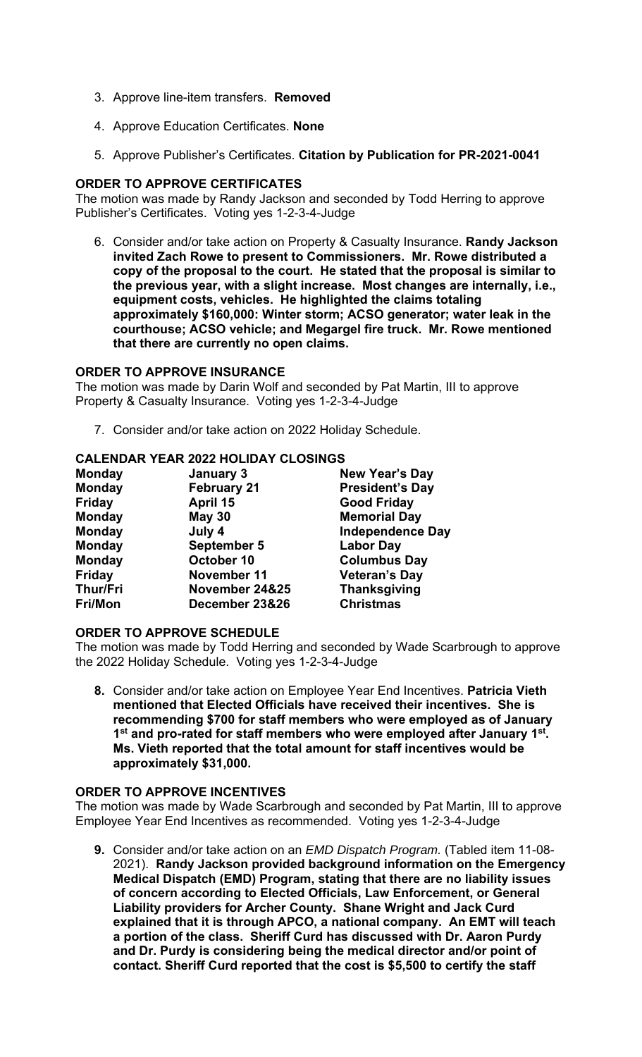3. Approve line-item transfers. **Removed**

4. Approve Education Certificates. **None**

5. Approve Publisher's Certificates. **Citation by Publication for PR-2021-0041**

**ORDER TO APPROVE CERTIFICATES**

The motion was made by Randy Jackson and seconded by Todd Herring to approve Publisher's Certificates. Voting yes 1-2-3-4-Judge

6. Consider and/or take action on Property & Casualty Insurance. **Randy Jackson invited Zach Rowe to present to Commissioners. Mr. Rowe distributed a copy of the proposal to the court. He stated that the proposal is similar to the previous year, with a slight increase. Most changes are internally, i.e., equipment costs, vehicles. He highlighted the claims totaling approximately $160,000: Winter storm; ACSO generator; water leak in the courthouse; ACSO vehicle; and Megargel fire truck. Mr. Rowe mentioned that there are currently no open claims.**

**ORDER TO APPROVE INSURANCE**

The motion was made by Darin Wolf and seconded by Pat Martin, III to approve Property & Casualty Insurance. Voting yes 1-2-3-4-Judge

7. Consider and/or take action on 2022 Holiday Schedule.

**CALENDAR YEAR 2022 HOLIDAY CLOSINGS**

| | | |
|---|---|---|
| **Monday** | **January 3** | **New Year's Day** |
| **Monday** | **February 21** | **President's Day** |
| **Friday** | **April 15** | **Good Friday** |
| **Monday** | **May 30** | **Memorial Day** |
| **Monday** | **July 4** | **Independence Day** |
| **Monday** | **September 5** | **Labor Day** |
| **Monday** | **October 10** | **Columbus Day** |
| **Friday** | **November 11** | **Veteran's Day** |
| **Thur/Fri** | **November 24&25** | **Thanksgiving** |
| **Fri/Mon** | **December 23&26** | **Christmas** |

**ORDER TO APPROVE SCHEDULE**

The motion was made by Todd Herring and seconded by Wade Scarbrough to approve the 2022 Holiday Schedule. Voting yes 1-2-3-4-Judge

**8.** Consider and/or take action on Employee Year End Incentives. **Patricia Vieth mentioned that Elected Officials have received their incentives. She is recommending $700 for staff members who were employed as of January 1st and pro-rated for staff members who were employed after January 1st. Ms. Vieth reported that the total amount for staff incentives would be approximately $31,000.**

**ORDER TO APPROVE INCENTIVES**

The motion was made by Wade Scarbrough and seconded by Pat Martin, III to approve Employee Year End Incentives as recommended. Voting yes 1-2-3-4-Judge

**9.** Consider and/or take action on an *EMD Dispatch Program.* (Tabled item 11-08-2021). **Randy Jackson provided background information on the Emergency Medical Dispatch (EMD) Program, stating that there are no liability issues of concern according to Elected Officials, Law Enforcement, or General Liability providers for Archer County. Shane Wright and Jack Curd explained that it is through APCO, a national company. An EMT will teach a portion of the class. Sheriff Curd has discussed with Dr. Aaron Purdy and Dr. Purdy is considering being the medical director and/or point of contact. Sheriff Curd reported that the cost is $5,500 to certify the staff**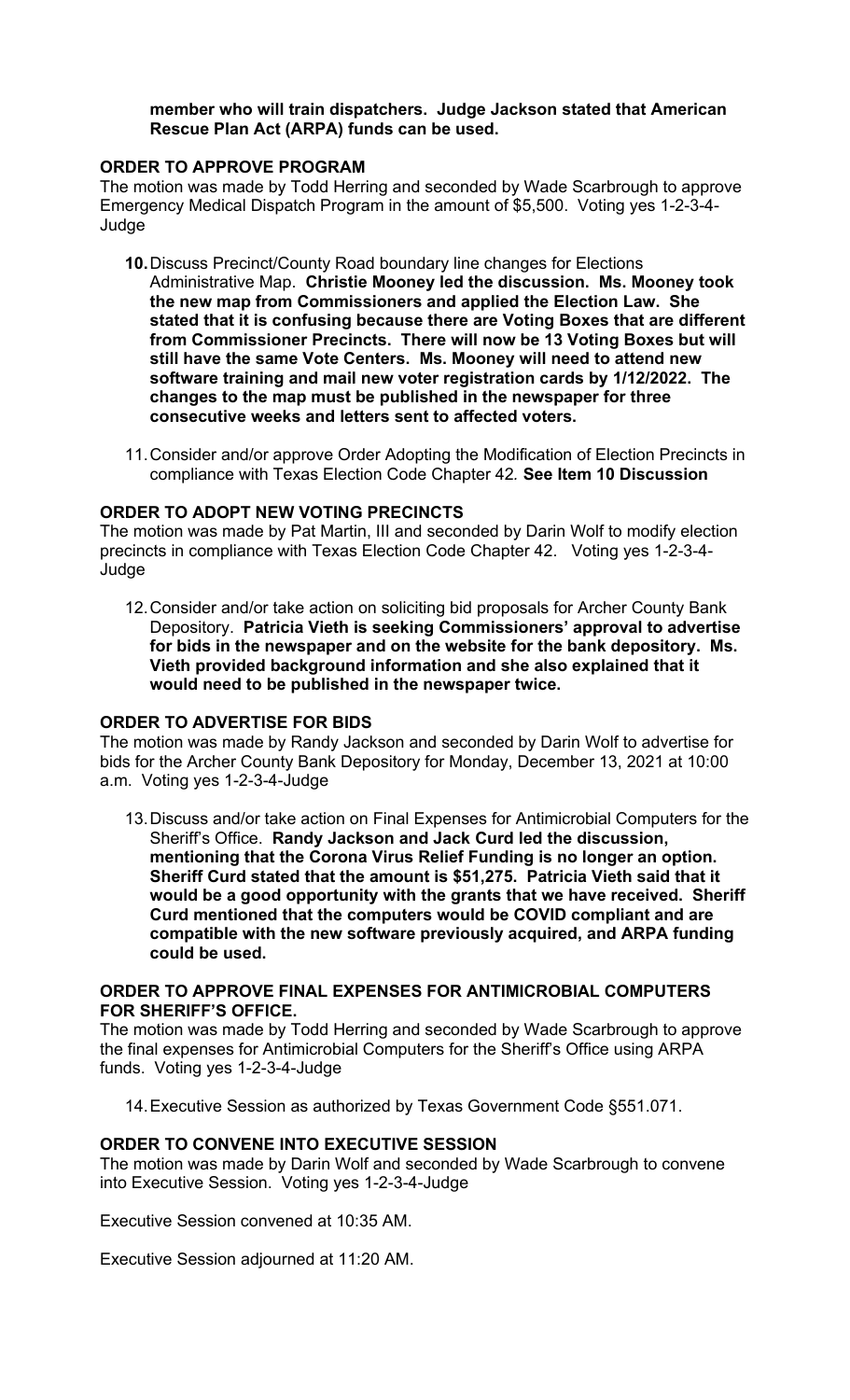**member who will train dispatchers. Judge Jackson stated that American Rescue Plan Act (ARPA) funds can be used.**

**ORDER TO APPROVE PROGRAM**

The motion was made by Todd Herring and seconded by Wade Scarbrough to approve Emergency Medical Dispatch Program in the amount of $5,500. Voting yes 1-2-3-4-Judge

10. Discuss Precinct/County Road boundary line changes for Elections Administrative Map. **Christie Mooney led the discussion. Ms. Mooney took the new map from Commissioners and applied the Election Law. She stated that it is confusing because there are Voting Boxes that are different from Commissioner Precincts. There will now be 13 Voting Boxes but will still have the same Vote Centers. Ms. Mooney will need to attend new software training and mail new voter registration cards by 1/12/2022. The changes to the map must be published in the newspaper for three consecutive weeks and letters sent to affected voters.**

11. Consider and/or approve Order Adopting the Modification of Election Precincts in compliance with Texas Election Code Chapter 42. **See Item 10 Discussion**

**ORDER TO ADOPT NEW VOTING PRECINCTS**

The motion was made by Pat Martin, III and seconded by Darin Wolf to modify election precincts in compliance with Texas Election Code Chapter 42. Voting yes 1-2-3-4-Judge

12. Consider and/or take action on soliciting bid proposals for Archer County Bank Depository. **Patricia Vieth is seeking Commissioners' approval to advertise for bids in the newspaper and on the website for the bank depository. Ms. Vieth provided background information and she also explained that it would need to be published in the newspaper twice.**

**ORDER TO ADVERTISE FOR BIDS**

The motion was made by Randy Jackson and seconded by Darin Wolf to advertise for bids for the Archer County Bank Depository for Monday, December 13, 2021 at 10:00 a.m. Voting yes 1-2-3-4-Judge

13. Discuss and/or take action on Final Expenses for Antimicrobial Computers for the Sheriff's Office. **Randy Jackson and Jack Curd led the discussion, mentioning that the Corona Virus Relief Funding is no longer an option. Sheriff Curd stated that the amount is $51,275. Patricia Vieth said that it would be a good opportunity with the grants that we have received. Sheriff Curd mentioned that the computers would be COVID compliant and are compatible with the new software previously acquired, and ARPA funding could be used.**

**ORDER TO APPROVE FINAL EXPENSES FOR ANTIMICROBIAL COMPUTERS FOR SHERIFF'S OFFICE.**

The motion was made by Todd Herring and seconded by Wade Scarbrough to approve the final expenses for Antimicrobial Computers for the Sheriff's Office using ARPA funds. Voting yes 1-2-3-4-Judge

14. Executive Session as authorized by Texas Government Code §551.071.

**ORDER TO CONVENE INTO EXECUTIVE SESSION**

The motion was made by Darin Wolf and seconded by Wade Scarbrough to convene into Executive Session. Voting yes 1-2-3-4-Judge

Executive Session convened at 10:35 AM.

Executive Session adjourned at 11:20 AM.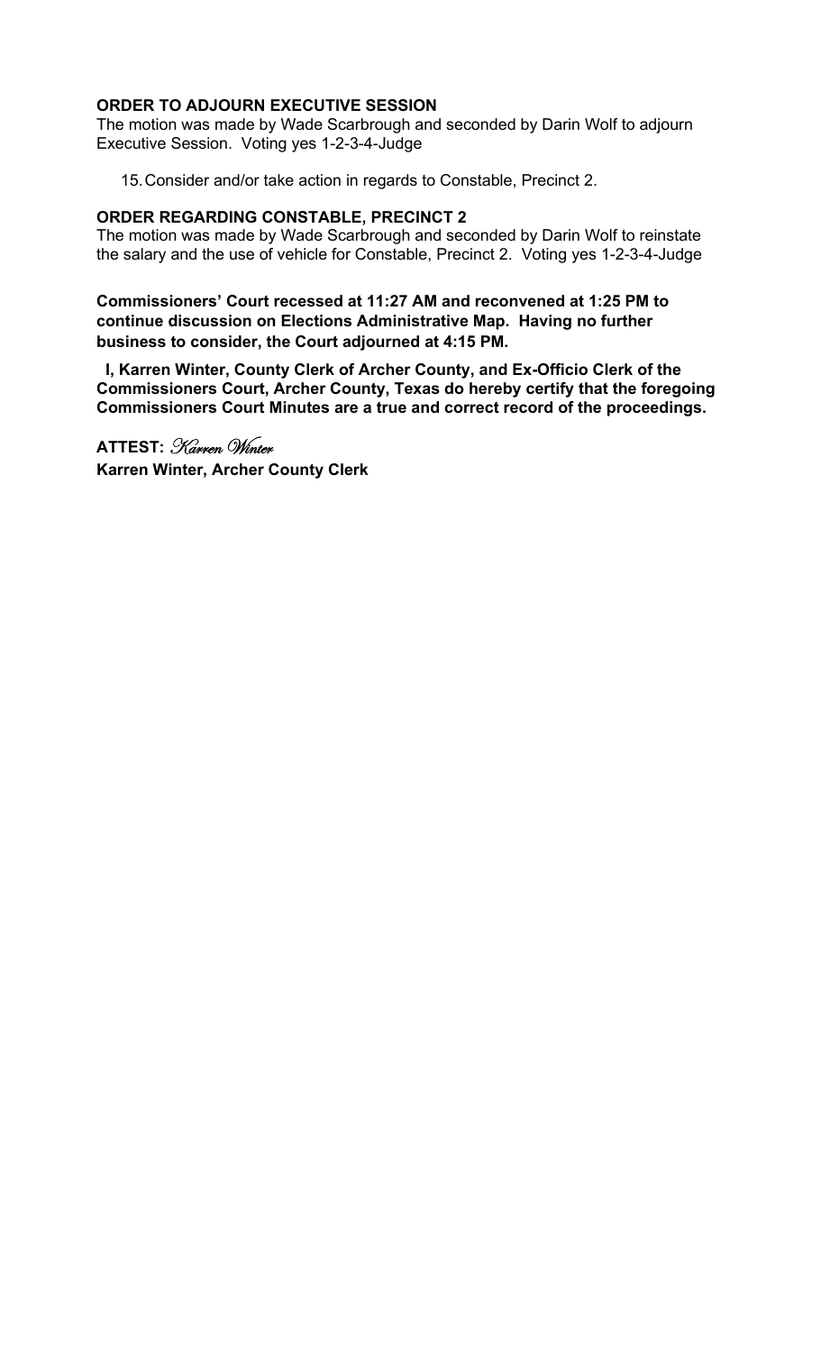**ORDER TO ADJOURN EXECUTIVE SESSION**

The motion was made by Wade Scarbrough and seconded by Darin Wolf to adjourn Executive Session. Voting yes 1-2-3-4-Judge

15. Consider and/or take action in regards to Constable, Precinct 2.

**ORDER REGARDING CONSTABLE, PRECINCT 2**

The motion was made by Wade Scarbrough and seconded by Darin Wolf to reinstate the salary and the use of vehicle for Constable, Precinct 2. Voting yes 1-2-3-4-Judge

**Commissioners' Court recessed at 11:27 AM and reconvened at 1:25 PM to continue discussion on Elections Administrative Map. Having no further business to consider, the Court adjourned at 4:15 PM.**

**I, Karren Winter, County Clerk of Archer County, and Ex-Officio Clerk of the Commissioners Court, Archer County, Texas do hereby certify that the foregoing Commissioners Court Minutes are a true and correct record of the proceedings.**

**ATTEST:** *Karren Winter*

**Karren Winter, Archer County Clerk**